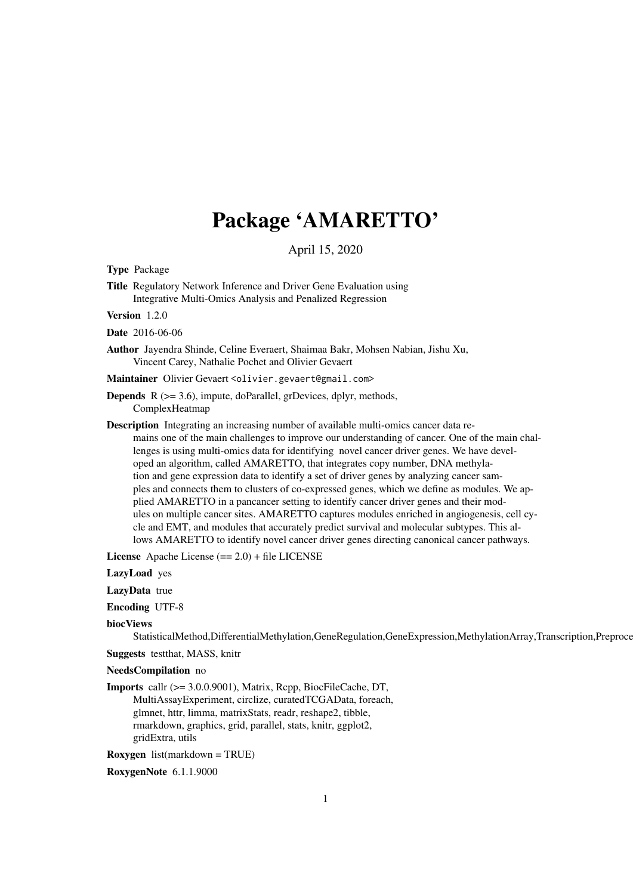# Package 'AMARETTO'

April 15, 2020

**Type** Package

**Title** Regulatory Network Inference and Driver Gene Evaluation using Integrative Multi-Omics Analysis and Penalized Regression

**Version** 1.2.0

**Date** 2016-06-06

**Author** Jayendra Shinde, Celine Everaert, Shaimaa Bakr, Mohsen Nabian, Jishu Xu, Vincent Carey, Nathalie Pochet and Olivier Gevaert

**Maintainer** Olivier Gevaert <olivier.gevaert@gmail.com>

**Depends** R (>= 3.6), impute, doParallel, grDevices, dplyr, methods, ComplexHeatmap

**Description** Integrating an increasing number of available multi-omics cancer data remains one of the main challenges to improve our understanding of cancer. One of the main challenges is using multi-omics data for identifying novel cancer driver genes. We have developed an algorithm, called AMARETTO, that integrates copy number, DNA methylation and gene expression data to identify a set of driver genes by analyzing cancer samples and connects them to clusters of co-expressed genes, which we define as modules. We applied AMARETTO in a pancancer setting to identify cancer driver genes and their modules on multiple cancer sites. AMARETTO captures modules enriched in angiogenesis, cell cycle and EMT, and modules that accurately predict survival and molecular subtypes. This allows AMARETTO to identify novel cancer driver genes directing canonical cancer pathways.

**License** Apache License (== 2.0) + file LICENSE

**LazyLoad** yes

**LazyData** true

**Encoding** UTF-8

**biocViews** StatisticalMethod,DifferentialMethylation,GeneRegulation,GeneExpression,MethylationArray,Transcription,Preproce

**Suggests** testthat, MASS, knitr

**NeedsCompilation** no

**Imports** callr (>= 3.0.0.9001), Matrix, Rcpp, BiocFileCache, DT, MultiAssayExperiment, circlize, curatedTCGAData, foreach, glmnet, httr, limma, matrixStats, readr, reshape2, tibble, rmarkdown, graphics, grid, parallel, stats, knitr, ggplot2, gridExtra, utils

**Roxygen** list(markdown = TRUE)

**RoxygenNote** 6.1.1.9000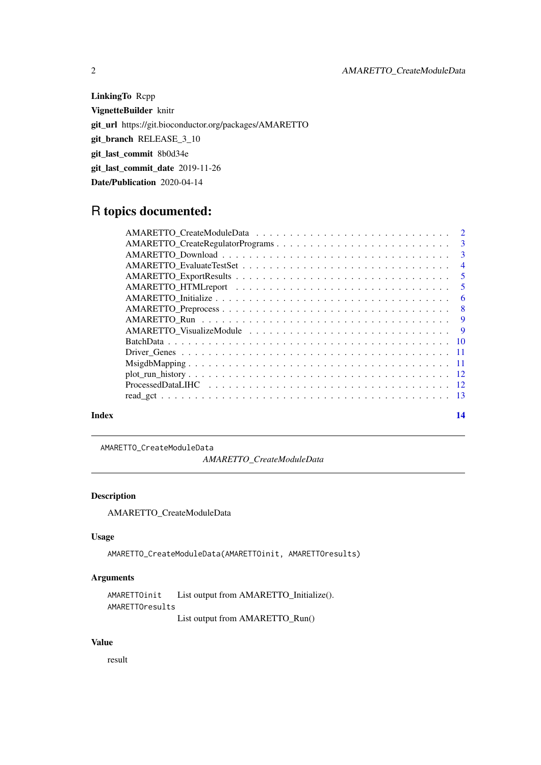**LinkingTo** Rcpp

**VignetteBuilder** knitr

**git_url** https://git.bioconductor.org/packages/AMARETTO

**git_branch** RELEASE_3_10

**git_last_commit** 8b0d34e

**git_last_commit_date** 2019-11-26

**Date/Publication** 2020-04-14

# R topics documented:

| | |
|---|---|
| AMARETTO_CreateModuleData | 2 |
| AMARETTO_CreateRegulatorPrograms | 3 |
| AMARETTO_Download | 3 |
| AMARETTO_EvaluateTestSet | 4 |
| AMARETTO_ExportResults | 5 |
| AMARETTO_HTMLreport | 5 |
| AMARETTO_Initialize | 6 |
| AMARETTO_Preprocess | 8 |
| AMARETTO_Run | 9 |
| AMARETTO_VisualizeModule | 9 |
| BatchData | 10 |
| Driver_Genes | 11 |
| MsigdbMapping | 11 |
| plot_run_history | 12 |
| ProcessedDataLIHC | 12 |
| read_gct | 13 |

**Index** 14

---

AMARETTO_CreateModuleData

*AMARETTO_CreateModuleData*

---

### Description

AMARETTO_CreateModuleData

### Usage

```
AMARETTO_CreateModuleData(AMARETTOinit, AMARETTOresults)
```

### Arguments

| | |
|---|---|
| AMARETTOinit | List output from AMARETTO_Initialize(). |
| AMARETTOresults | List output from AMARETTO_Run() |

### Value

result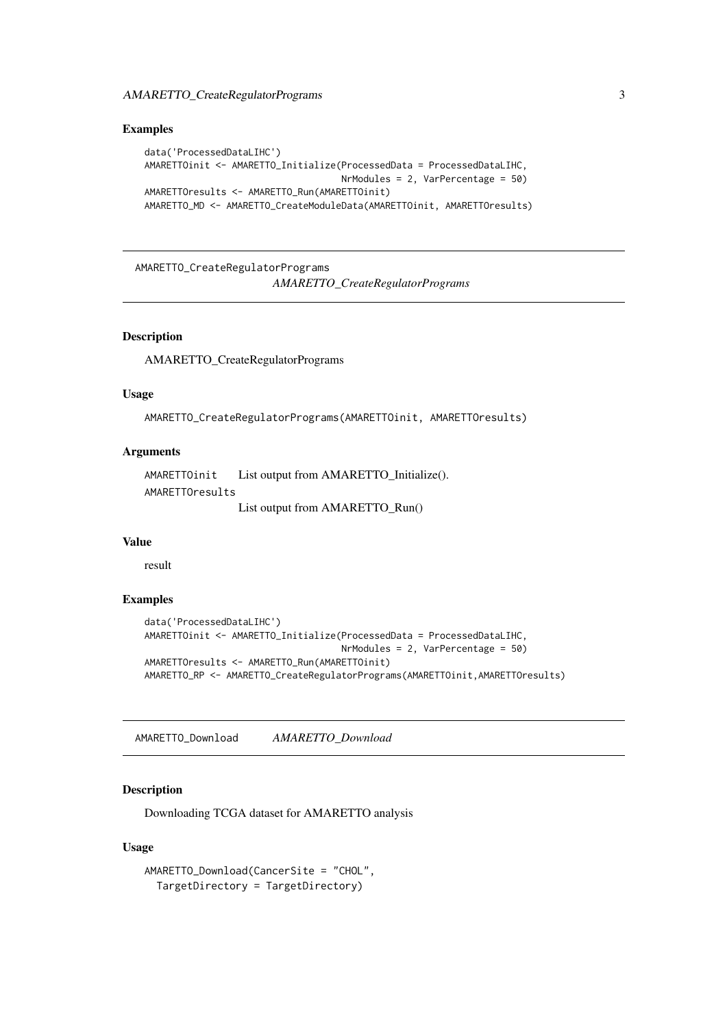### Examples

```
data('ProcessedDataLIHC')
AMARETTOinit <- AMARETTO_Initialize(ProcessedData = ProcessedDataLIHC,
                                    NrModules = 2, VarPercentage = 50)
AMARETTOresults <- AMARETTO_Run(AMARETTOinit)
AMARETTO_MD <- AMARETTO_CreateModuleData(AMARETTOinit, AMARETTOresults)
```

---

## AMARETTO_CreateRegulatorPrograms — *AMARETTO_CreateRegulatorPrograms*

---

### Description

AMARETTO_CreateRegulatorPrograms

### Usage

```
AMARETTO_CreateRegulatorPrograms(AMARETTOinit, AMARETTOresults)
```

### Arguments

| | |
|---|---|
| AMARETTOinit | List output from AMARETTO_Initialize(). |
| AMARETTOresults | List output from AMARETTO_Run() |

### Value

result

### Examples

```
data('ProcessedDataLIHC')
AMARETTOinit <- AMARETTO_Initialize(ProcessedData = ProcessedDataLIHC,
                                    NrModules = 2, VarPercentage = 50)
AMARETTOresults <- AMARETTO_Run(AMARETTOinit)
AMARETTO_RP <- AMARETTO_CreateRegulatorPrograms(AMARETTOinit,AMARETTOresults)
```

---

## AMARETTO_Download — *AMARETTO_Download*

---

### Description

Downloading TCGA dataset for AMARETTO analysis

### Usage

```
AMARETTO_Download(CancerSite = "CHOL",
  TargetDirectory = TargetDirectory)
```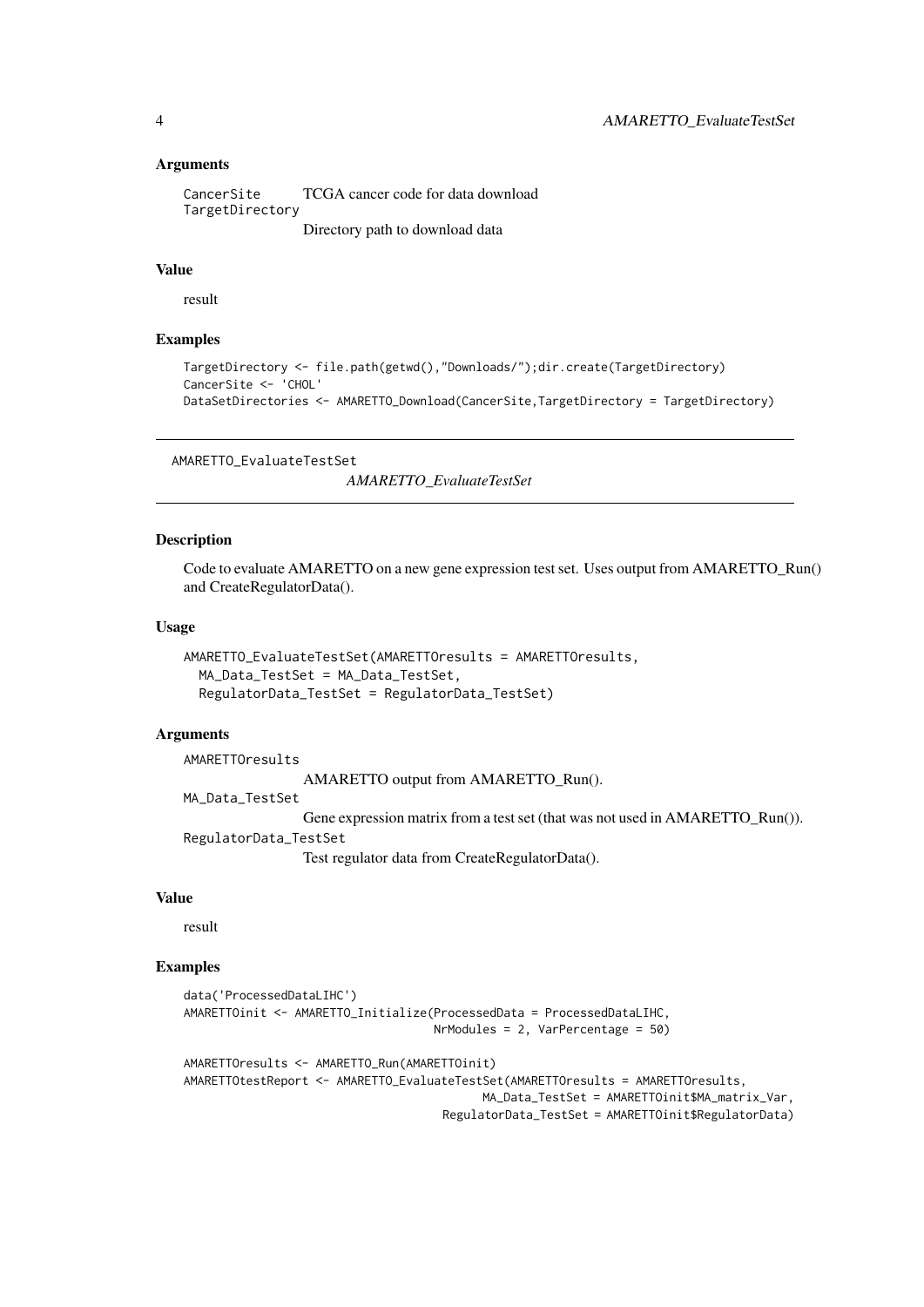### Arguments

- `CancerSite` TCGA cancer code for data download
- `TargetDirectory` Directory path to download data

### Value

result

### Examples

```
TargetDirectory <- file.path(getwd(),"Downloads/");dir.create(TargetDirectory)
CancerSite <- 'CHOL'
DataSetDirectories <- AMARETTO_Download(CancerSite,TargetDirectory = TargetDirectory)
```

---

## AMARETTO_EvaluateTestSet

*AMARETTO_EvaluateTestSet*

---

### Description

Code to evaluate AMARETTO on a new gene expression test set. Uses output from AMARETTO_Run() and CreateRegulatorData().

### Usage

```
AMARETTO_EvaluateTestSet(AMARETTOresults = AMARETTOresults,
  MA_Data_TestSet = MA_Data_TestSet,
  RegulatorData_TestSet = RegulatorData_TestSet)
```

### Arguments

- `AMARETTOresults` AMARETTO output from AMARETTO_Run().
- `MA_Data_TestSet` Gene expression matrix from a test set (that was not used in AMARETTO_Run()).
- `RegulatorData_TestSet` Test regulator data from CreateRegulatorData().

### Value

result

### Examples

```
data('ProcessedDataLIHC')
AMARETTOinit <- AMARETTO_Initialize(ProcessedData = ProcessedDataLIHC,
                                    NrModules = 2, VarPercentage = 50)

AMARETTOresults <- AMARETTO_Run(AMARETTOinit)
AMARETTOtestReport <- AMARETTO_EvaluateTestSet(AMARETTOresults = AMARETTOresults,
                                        MA_Data_TestSet = AMARETTOinit$MA_matrix_Var,
                                      RegulatorData_TestSet = AMARETTOinit$RegulatorData)
```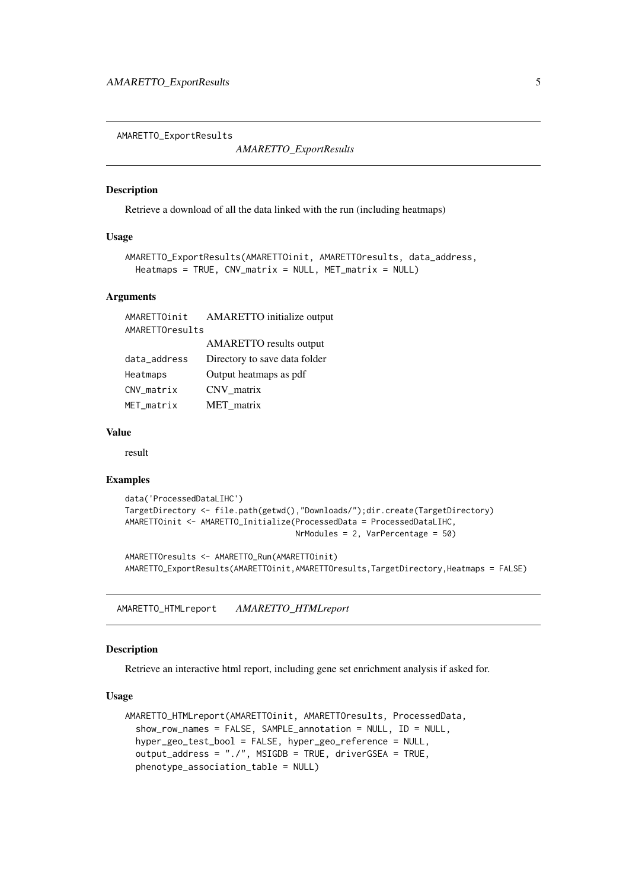## AMARETTO_ExportResults

*AMARETTO_ExportResults*

### Description

Retrieve a download of all the data linked with the run (including heatmaps)

### Usage

```
AMARETTO_ExportResults(AMARETTOinit, AMARETTOresults, data_address,
  Heatmaps = TRUE, CNV_matrix = NULL, MET_matrix = NULL)
```

### Arguments

| | |
|---|---|
| AMARETTOinit | AMARETTO initialize output |
| AMARETTOresults | AMARETTO results output |
| data_address | Directory to save data folder |
| Heatmaps | Output heatmaps as pdf |
| CNV_matrix | CNV_matrix |
| MET_matrix | MET_matrix |

### Value

result

### Examples

```
data('ProcessedDataLIHC')
TargetDirectory <- file.path(getwd(),"Downloads/");dir.create(TargetDirectory)
AMARETTOinit <- AMARETTO_Initialize(ProcessedData = ProcessedDataLIHC,
                                    NrModules = 2, VarPercentage = 50)

AMARETTOresults <- AMARETTO_Run(AMARETTOinit)
AMARETTO_ExportResults(AMARETTOinit,AMARETTOresults,TargetDirectory,Heatmaps = FALSE)
```

## AMARETTO_HTMLreport

*AMARETTO_HTMLreport*

### Description

Retrieve an interactive html report, including gene set enrichment analysis if asked for.

### Usage

```
AMARETTO_HTMLreport(AMARETTOinit, AMARETTOresults, ProcessedData,
  show_row_names = FALSE, SAMPLE_annotation = NULL, ID = NULL,
  hyper_geo_test_bool = FALSE, hyper_geo_reference = NULL,
  output_address = "./", MSIGDB = TRUE, driverGSEA = TRUE,
  phenotype_association_table = NULL)
```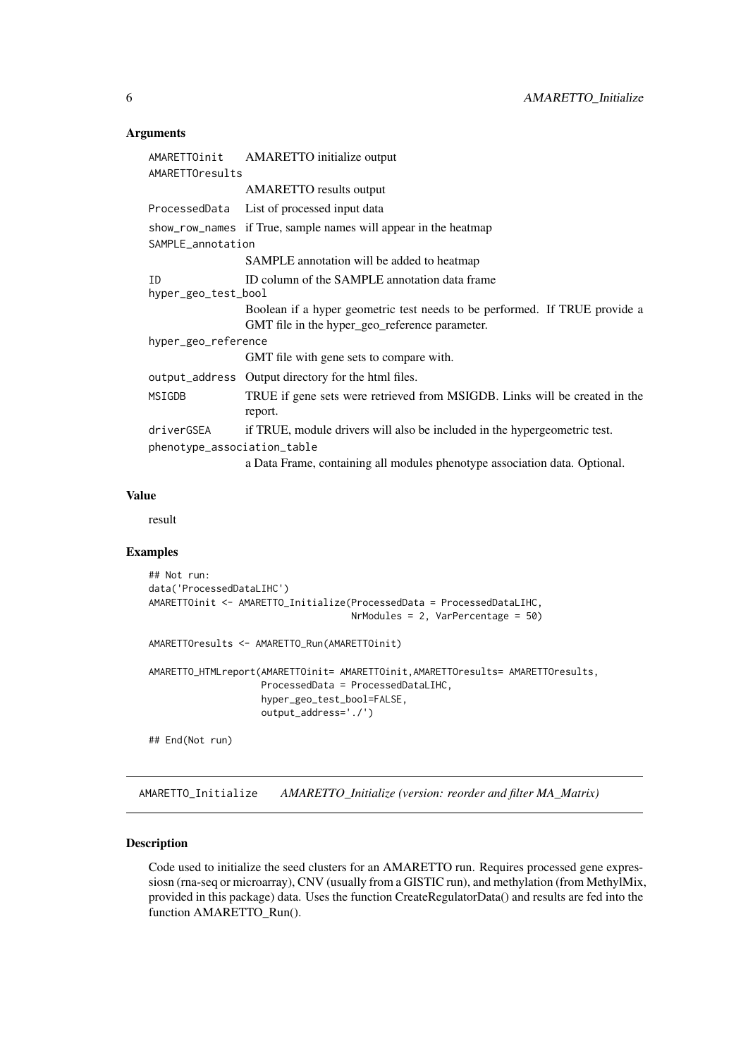### Arguments

| | |
|---|---|
| AMARETTOinit | AMARETTO initialize output |
| AMARETTOresults | AMARETTO results output |
| ProcessedData | List of processed input data |
| show_row_names | if True, sample names will appear in the heatmap |
| SAMPLE_annotation | SAMPLE annotation will be added to heatmap |
| ID | ID column of the SAMPLE annotation data frame |
| hyper_geo_test_bool | Boolean if a hyper geometric test needs to be performed. If TRUE provide a GMT file in the hyper_geo_reference parameter. |
| hyper_geo_reference | GMT file with gene sets to compare with. |
| output_address | Output directory for the html files. |
| MSIGDB | TRUE if gene sets were retrieved from MSIGDB. Links will be created in the report. |
| driverGSEA | if TRUE, module drivers will also be included in the hypergeometric test. |
| phenotype_association_table | a Data Frame, containing all modules phenotype association data. Optional. |

### Value

result

### Examples

```
## Not run:
data('ProcessedDataLIHC')
AMARETTOinit <- AMARETTO_Initialize(ProcessedData = ProcessedDataLIHC,
                                    NrModules = 2, VarPercentage = 50)

AMARETTOresults <- AMARETTO_Run(AMARETTOinit)

AMARETTO_HTMLreport(AMARETTOinit= AMARETTOinit,AMARETTOresults= AMARETTOresults,
                    ProcessedData = ProcessedDataLIHC,
                    hyper_geo_test_bool=FALSE,
                    output_address='./')

## End(Not run)
```

---

## AMARETTO_Initialize    *AMARETTO_Initialize (version: reorder and filter MA_Matrix)*

---

### Description

Code used to initialize the seed clusters for an AMARETTO run. Requires processed gene expressiosn (rna-seq or microarray), CNV (usually from a GISTIC run), and methylation (from MethylMix, provided in this package) data. Uses the function CreateRegulatorData() and results are fed into the function AMARETTO_Run().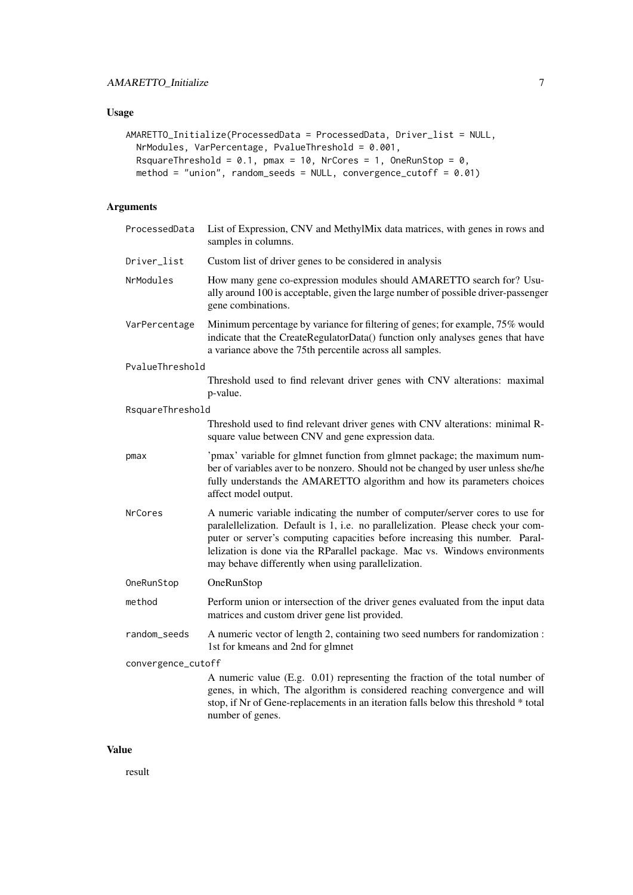## Usage

```
AMARETTO_Initialize(ProcessedData = ProcessedData, Driver_list = NULL,
  NrModules, VarPercentage, PvalueThreshold = 0.001,
  RsquareThreshold = 0.1, pmax = 10, NrCores = 1, OneRunStop = 0,
  method = "union", random_seeds = NULL, convergence_cutoff = 0.01)
```

## Arguments

| Argument | Description |
|---|---|
| ProcessedData | List of Expression, CNV and MethylMix data matrices, with genes in rows and samples in columns. |
| Driver_list | Custom list of driver genes to be considered in analysis |
| NrModules | How many gene co-expression modules should AMARETTO search for? Usually around 100 is acceptable, given the large number of possible driver-passenger gene combinations. |
| VarPercentage | Minimum percentage by variance for filtering of genes; for example, 75% would indicate that the CreateRegulatorData() function only analyses genes that have a variance above the 75th percentile across all samples. |
| PvalueThreshold | Threshold used to find relevant driver genes with CNV alterations: maximal p-value. |
| RsquareThreshold | Threshold used to find relevant driver genes with CNV alterations: minimal R-square value between CNV and gene expression data. |
| pmax | 'pmax' variable for glmnet function from glmnet package; the maximum number of variables aver to be nonzero. Should not be changed by user unless she/he fully understands the AMARETTO algorithm and how its parameters choices affect model output. |
| NrCores | A numeric variable indicating the number of computer/server cores to use for paralellelization. Default is 1, i.e. no parallelization. Please check your computer or server's computing capacities before increasing this number. Parallelization is done via the RParallel package. Mac vs. Windows environments may behave differently when using parallelization. |
| OneRunStop | OneRunStop |
| method | Perform union or intersection of the driver genes evaluated from the input data matrices and custom driver gene list provided. |
| random_seeds | A numeric vector of length 2, containing two seed numbers for randomization : 1st for kmeans and 2nd for glmnet |
| convergence_cutoff | A numeric value (E.g. 0.01) representing the fraction of the total number of genes, in which, The algorithm is considered reaching convergence and will stop, if Nr of Gene-replacements in an iteration falls below this threshold * total number of genes. |

## Value

result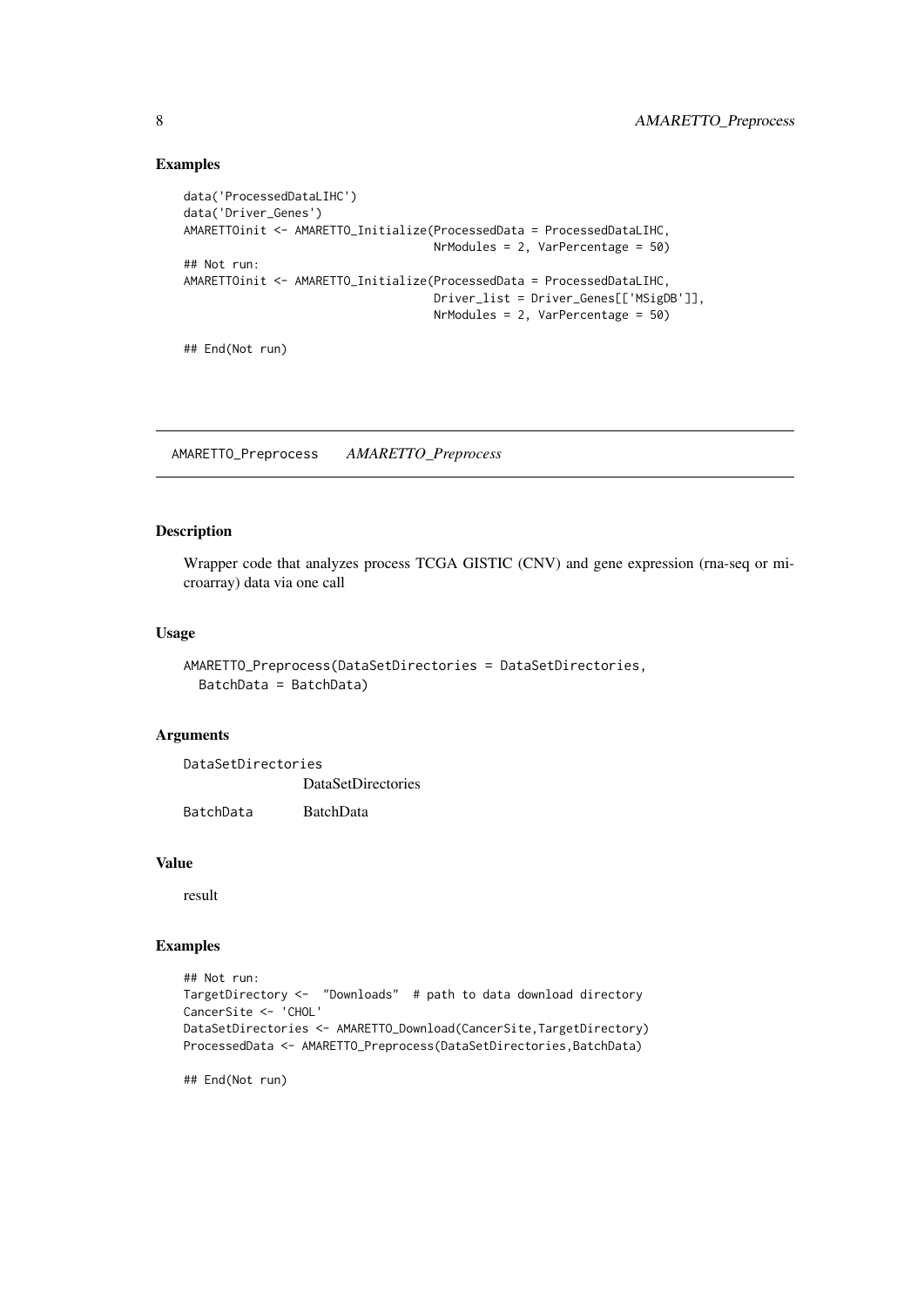### Examples

```
data('ProcessedDataLIHC')
data('Driver_Genes')
AMARETTOinit <- AMARETTO_Initialize(ProcessedData = ProcessedDataLIHC,
                                    NrModules = 2, VarPercentage = 50)
## Not run:
AMARETTOinit <- AMARETTO_Initialize(ProcessedData = ProcessedDataLIHC,
                                    Driver_list = Driver_Genes[['MSigDB']],
                                    NrModules = 2, VarPercentage = 50)

## End(Not run)
```

---

## AMARETTO_Preprocess *AMARETTO_Preprocess*

### Description

Wrapper code that analyzes process TCGA GISTIC (CNV) and gene expression (rna-seq or microarray) data via one call

### Usage

```
AMARETTO_Preprocess(DataSetDirectories = DataSetDirectories,
  BatchData = BatchData)
```

### Arguments

| | |
|---|---|
| DataSetDirectories | DataSetDirectories |
| BatchData | BatchData |

### Value

result

### Examples

```
## Not run:
TargetDirectory <-  "Downloads"  # path to data download directory
CancerSite <- 'CHOL'
DataSetDirectories <- AMARETTO_Download(CancerSite,TargetDirectory)
ProcessedData <- AMARETTO_Preprocess(DataSetDirectories,BatchData)

## End(Not run)
```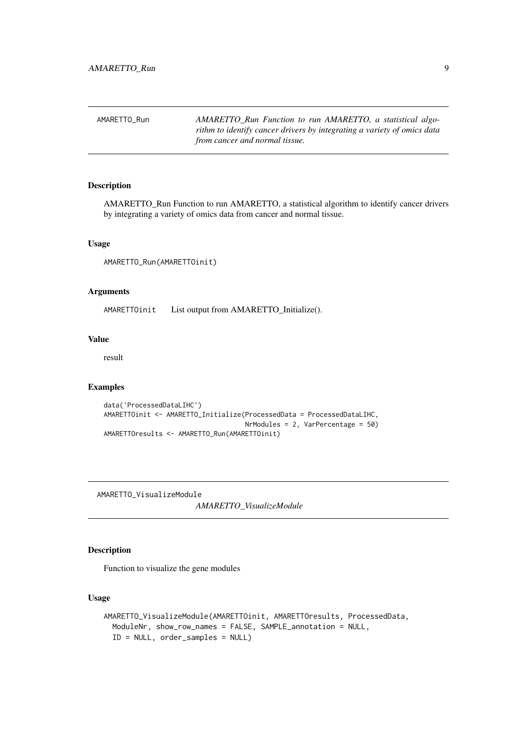## AMARETTO_Run

*AMARETTO_Run Function to run AMARETTO, a statistical algorithm to identify cancer drivers by integrating a variety of omics data from cancer and normal tissue.*

### Description

AMARETTO_Run Function to run AMARETTO, a statistical algorithm to identify cancer drivers by integrating a variety of omics data from cancer and normal tissue.

### Usage

```
AMARETTO_Run(AMARETTOinit)
```

### Arguments

| | |
|---|---|
| AMARETTOinit | List output from AMARETTO_Initialize(). |

### Value

result

### Examples

```
data('ProcessedDataLIHC')
AMARETTOinit <- AMARETTO_Initialize(ProcessedData = ProcessedDataLIHC,
                                    NrModules = 2, VarPercentage = 50)
AMARETTOresults <- AMARETTO_Run(AMARETTOinit)
```

## AMARETTO_VisualizeModule

*AMARETTO_VisualizeModule*

### Description

Function to visualize the gene modules

### Usage

```
AMARETTO_VisualizeModule(AMARETTOinit, AMARETTOresults, ProcessedData,
  ModuleNr, show_row_names = FALSE, SAMPLE_annotation = NULL,
  ID = NULL, order_samples = NULL)
```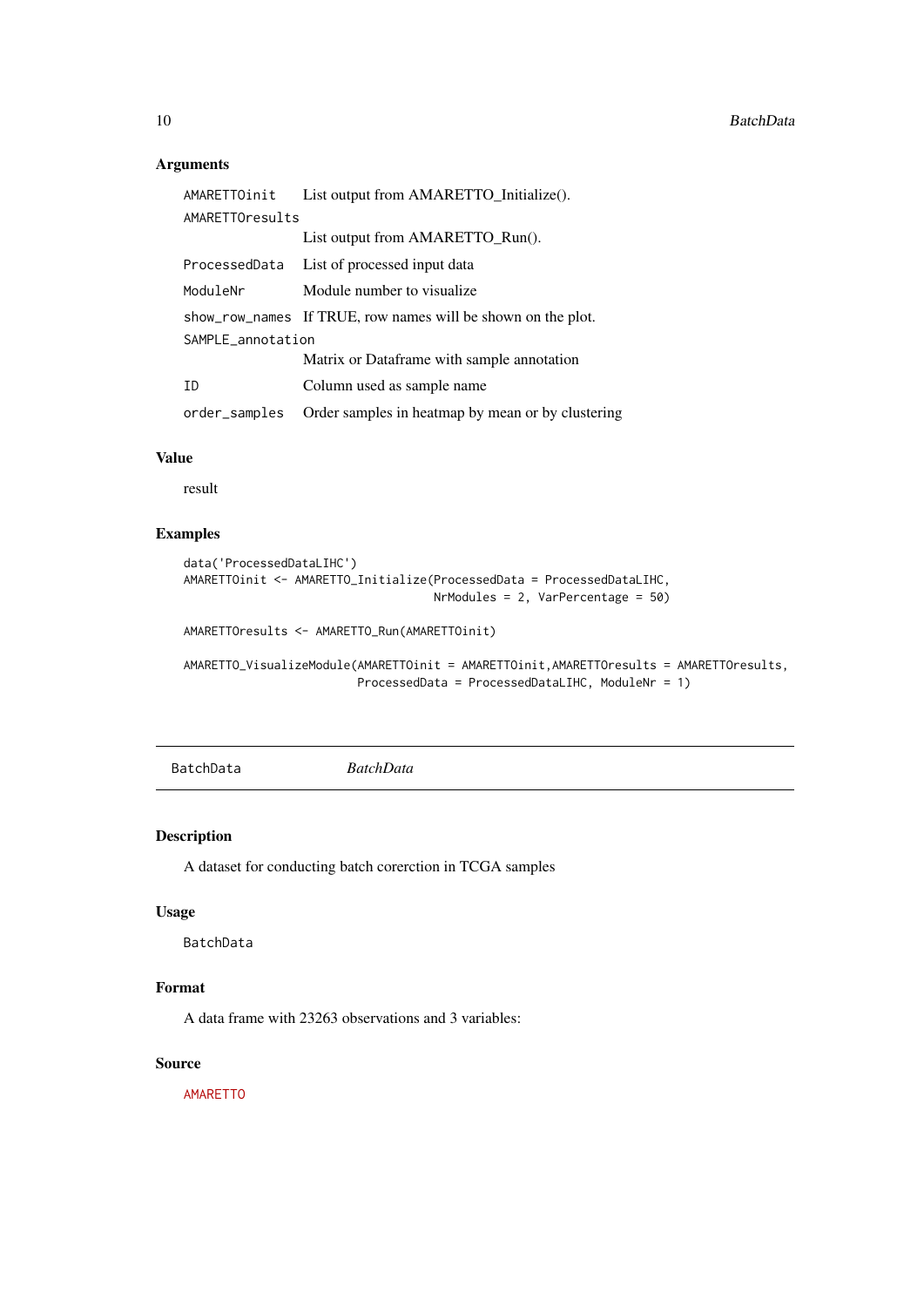### Arguments

| | |
|---|---|
| AMARETTOinit | List output from AMARETTO_Initialize(). |
| AMARETTOresults | List output from AMARETTO_Run(). |
| ProcessedData | List of processed input data |
| ModuleNr | Module number to visualize |
| show_row_names | If TRUE, row names will be shown on the plot. |
| SAMPLE_annotation | Matrix or Dataframe with sample annotation |
| ID | Column used as sample name |
| order_samples | Order samples in heatmap by mean or by clustering |

### Value

result

### Examples

```
data('ProcessedDataLIHC')
AMARETTOinit <- AMARETTO_Initialize(ProcessedData = ProcessedDataLIHC,
                                    NrModules = 2, VarPercentage = 50)

AMARETTOresults <- AMARETTO_Run(AMARETTOinit)

AMARETTO_VisualizeModule(AMARETTOinit = AMARETTOinit,AMARETTOresults = AMARETTOresults,
                         ProcessedData = ProcessedDataLIHC, ModuleNr = 1)
```

---

## BatchData *BatchData*

---

### Description

A dataset for conducting batch corerction in TCGA samples

### Usage

```
BatchData
```

### Format

A data frame with 23263 observations and 3 variables:

### Source

AMARETTO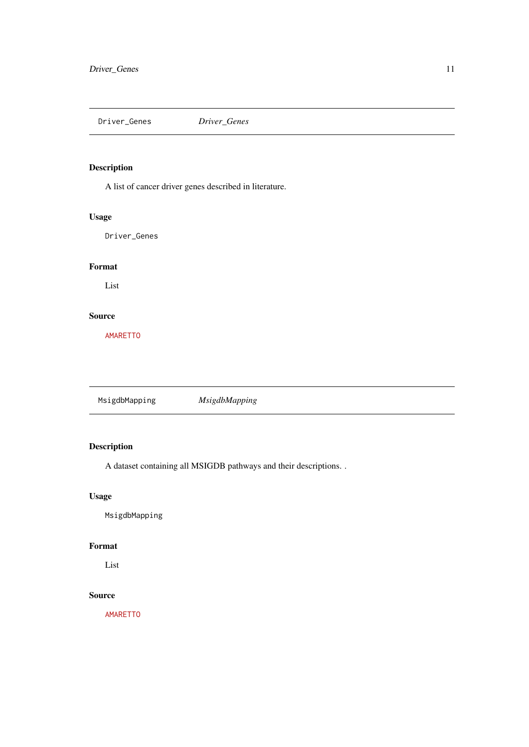## Driver_Genes — *Driver_Genes*

### Description

A list of cancer driver genes described in literature.

### Usage

```
Driver_Genes
```

### Format

List

### Source

AMARETTO

## MsigdbMapping — *MsigdbMapping*

### Description

A dataset containing all MSIGDB pathways and their descriptions. .

### Usage

```
MsigdbMapping
```

### Format

List

### Source

AMARETTO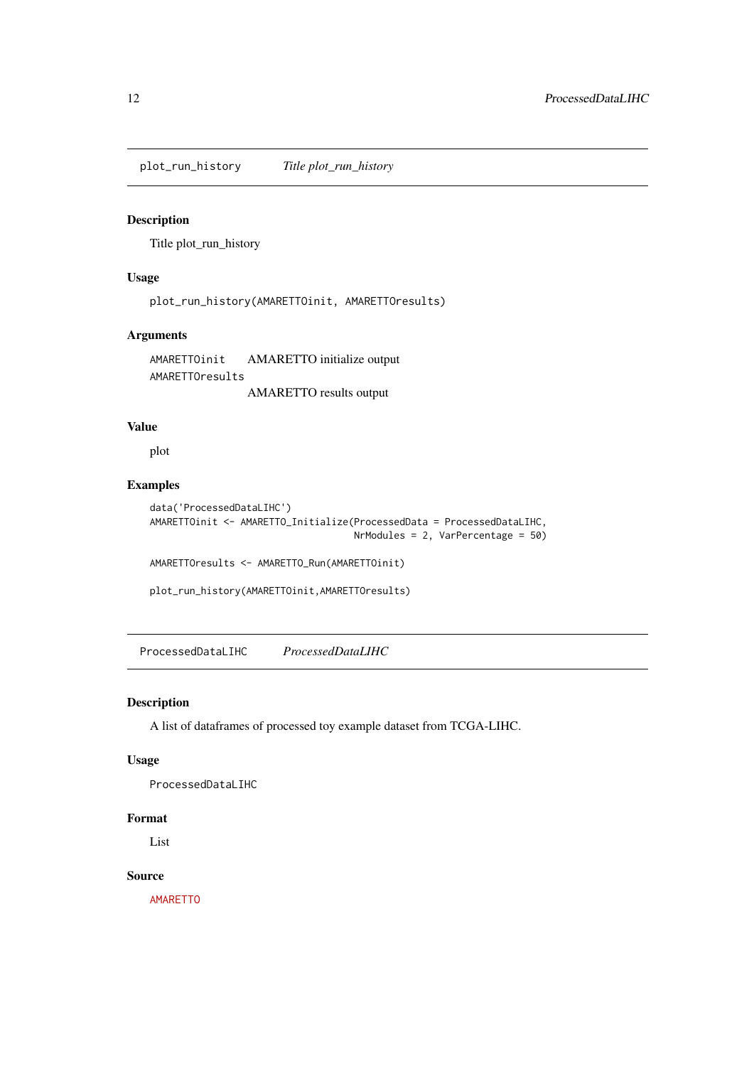## plot_run_history — *Title plot_run_history*

### Description

Title plot_run_history

### Usage

```
plot_run_history(AMARETTOinit, AMARETTOresults)
```

### Arguments

| | |
|---|---|
| `AMARETTOinit` | AMARETTO initialize output |
| `AMARETTOresults` | AMARETTO results output |

### Value

plot

### Examples

```
data('ProcessedDataLIHC')
AMARETTOinit <- AMARETTO_Initialize(ProcessedData = ProcessedDataLIHC,
                                    NrModules = 2, VarPercentage = 50)

AMARETTOresults <- AMARETTO_Run(AMARETTOinit)

plot_run_history(AMARETTOinit,AMARETTOresults)
```

## ProcessedDataLIHC — *ProcessedDataLIHC*

### Description

A list of dataframes of processed toy example dataset from TCGA-LIHC.

### Usage

```
ProcessedDataLIHC
```

### Format

List

### Source

AMARETTO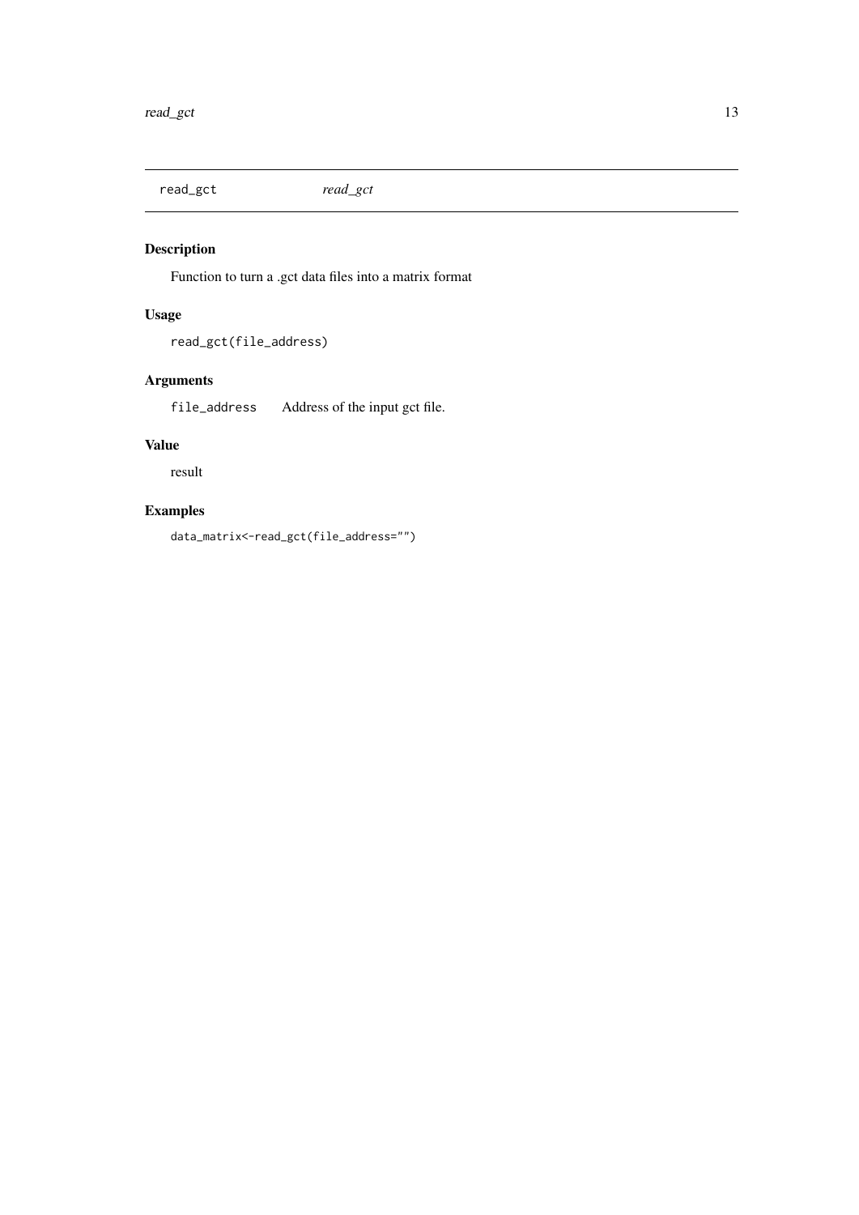read_gct *read_gct*

## Description

Function to turn a .gct data files into a matrix format

## Usage

```
read_gct(file_address)
```

## Arguments

| | |
|---|---|
| file_address | Address of the input gct file. |

## Value

result

## Examples

```
data_matrix<-read_gct(file_address="")
```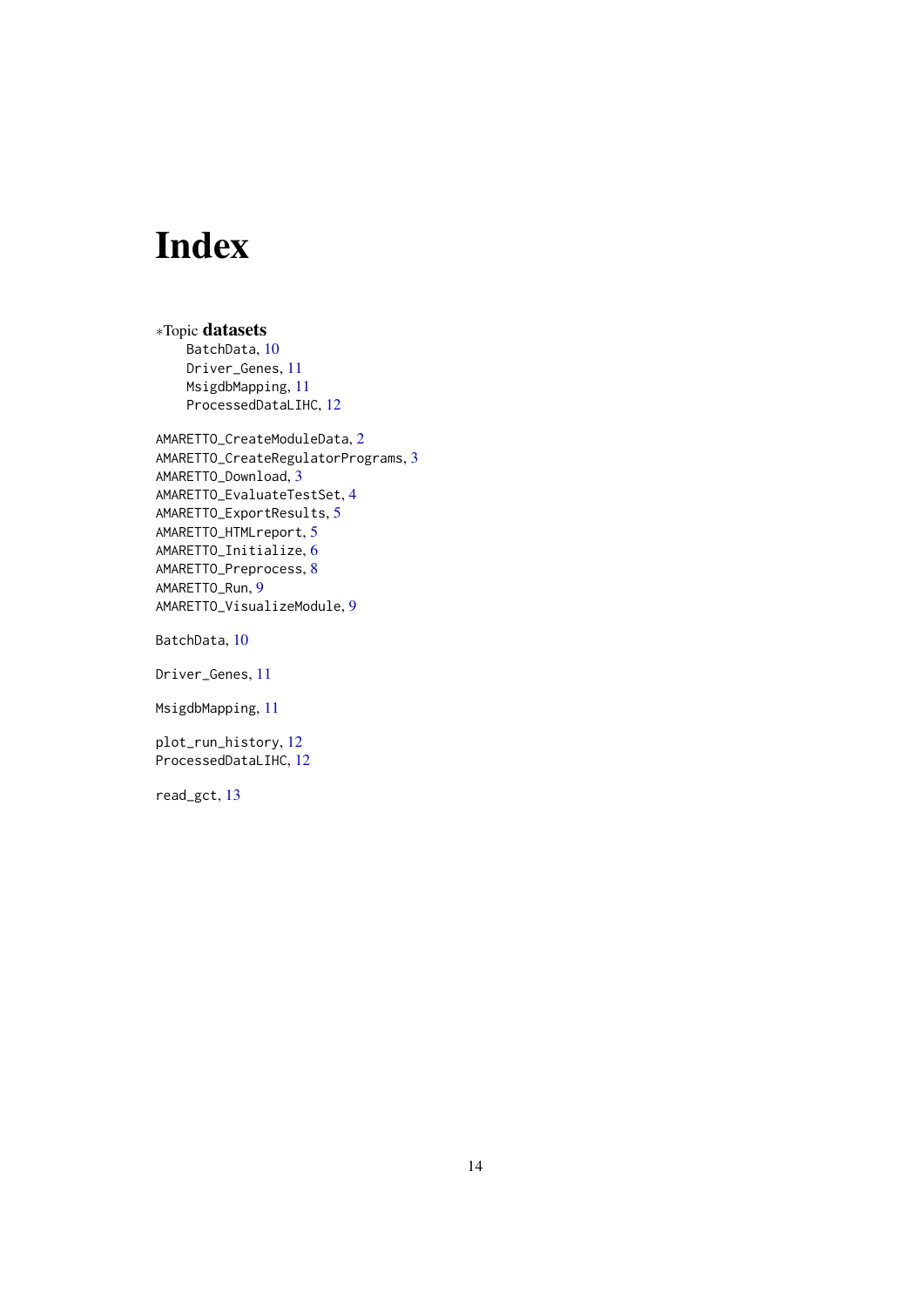# Index

∗Topic **datasets**
BatchData, 10
Driver_Genes, 11
MsigdbMapping, 11
ProcessedDataLIHC, 12

AMARETTO_CreateModuleData, 2
AMARETTO_CreateRegulatorPrograms, 3
AMARETTO_Download, 3
AMARETTO_EvaluateTestSet, 4
AMARETTO_ExportResults, 5
AMARETTO_HTMLreport, 5
AMARETTO_Initialize, 6
AMARETTO_Preprocess, 8
AMARETTO_Run, 9
AMARETTO_VisualizeModule, 9

BatchData, 10

Driver_Genes, 11

MsigdbMapping, 11

plot_run_history, 12
ProcessedDataLIHC, 12

read_gct, 13